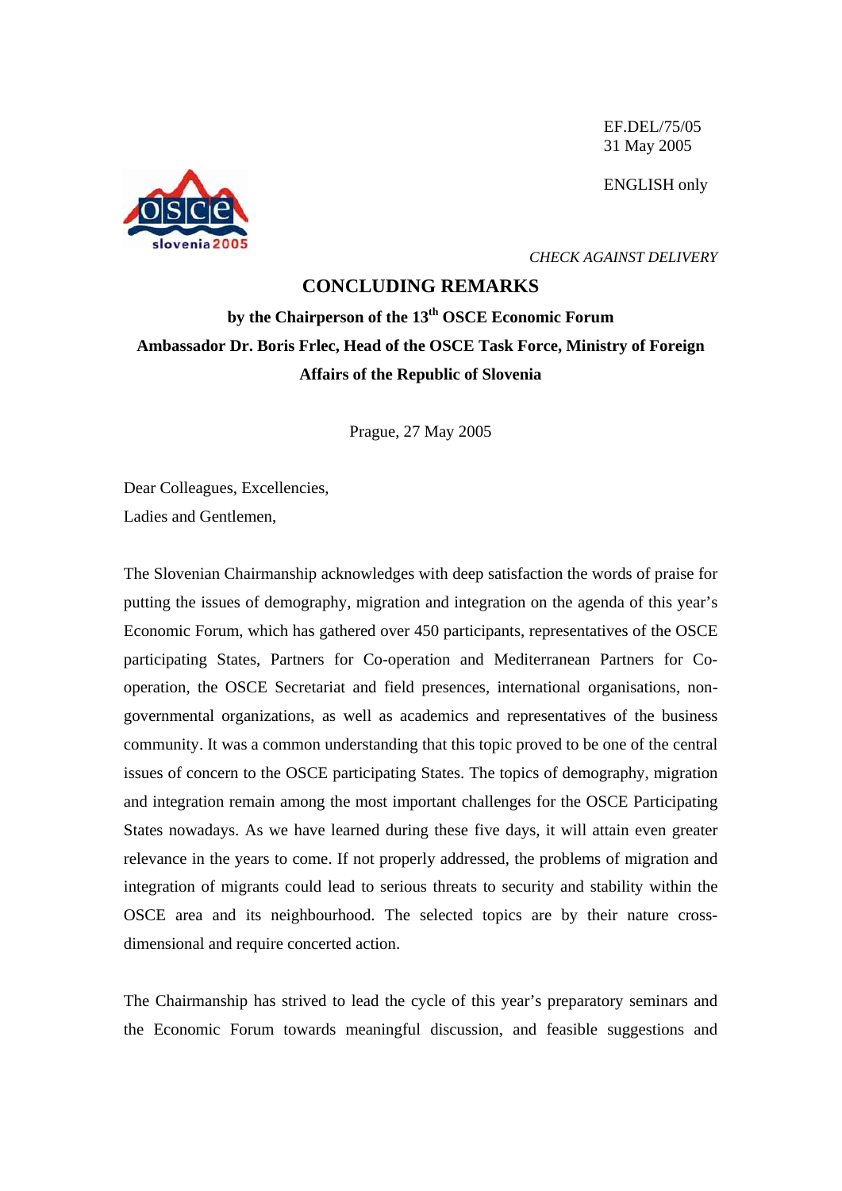EF.DEL/75/05
31 May 2005

ENGLISH only

*CHECK AGAINST DELIVERY*

# CONCLUDING REMARKS

## by the Chairperson of the 13th OSCE Economic Forum
## Ambassador Dr. Boris Frlec, Head of the OSCE Task Force, Ministry of Foreign Affairs of the Republic of Slovenia

Prague, 27 May 2005

Dear Colleagues, Excellencies,
Ladies and Gentlemen,

The Slovenian Chairmanship acknowledges with deep satisfaction the words of praise for putting the issues of demography, migration and integration on the agenda of this year's Economic Forum, which has gathered over 450 participants, representatives of the OSCE participating States, Partners for Co-operation and Mediterranean Partners for Co-operation, the OSCE Secretariat and field presences, international organisations, non-governmental organizations, as well as academics and representatives of the business community. It was a common understanding that this topic proved to be one of the central issues of concern to the OSCE participating States. The topics of demography, migration and integration remain among the most important challenges for the OSCE Participating States nowadays. As we have learned during these five days, it will attain even greater relevance in the years to come. If not properly addressed, the problems of migration and integration of migrants could lead to serious threats to security and stability within the OSCE area and its neighbourhood. The selected topics are by their nature cross-dimensional and require concerted action.

The Chairmanship has strived to lead the cycle of this year's preparatory seminars and the Economic Forum towards meaningful discussion, and feasible suggestions and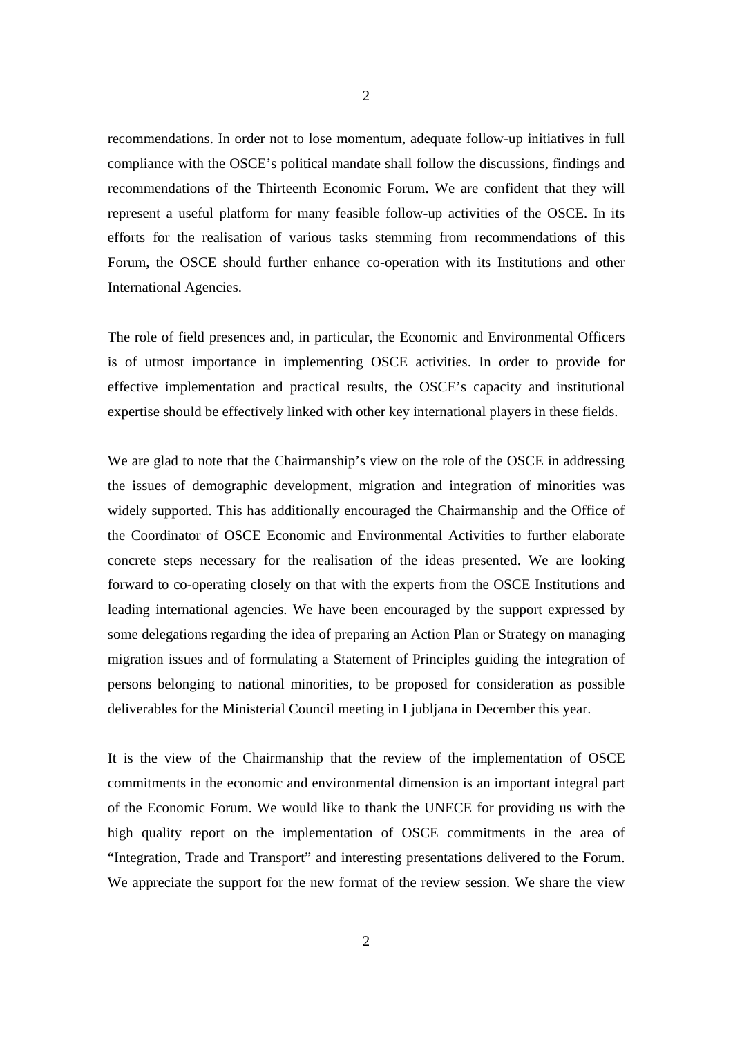recommendations. In order not to lose momentum, adequate follow-up initiatives in full compliance with the OSCE's political mandate shall follow the discussions, findings and recommendations of the Thirteenth Economic Forum. We are confident that they will represent a useful platform for many feasible follow-up activities of the OSCE. In its efforts for the realisation of various tasks stemming from recommendations of this Forum, the OSCE should further enhance co-operation with its Institutions and other International Agencies.

The role of field presences and, in particular, the Economic and Environmental Officers is of utmost importance in implementing OSCE activities. In order to provide for effective implementation and practical results, the OSCE's capacity and institutional expertise should be effectively linked with other key international players in these fields.

We are glad to note that the Chairmanship's view on the role of the OSCE in addressing the issues of demographic development, migration and integration of minorities was widely supported. This has additionally encouraged the Chairmanship and the Office of the Coordinator of OSCE Economic and Environmental Activities to further elaborate concrete steps necessary for the realisation of the ideas presented. We are looking forward to co-operating closely on that with the experts from the OSCE Institutions and leading international agencies. We have been encouraged by the support expressed by some delegations regarding the idea of preparing an Action Plan or Strategy on managing migration issues and of formulating a Statement of Principles guiding the integration of persons belonging to national minorities, to be proposed for consideration as possible deliverables for the Ministerial Council meeting in Ljubljana in December this year.

It is the view of the Chairmanship that the review of the implementation of OSCE commitments in the economic and environmental dimension is an important integral part of the Economic Forum. We would like to thank the UNECE for providing us with the high quality report on the implementation of OSCE commitments in the area of "Integration, Trade and Transport" and interesting presentations delivered to the Forum. We appreciate the support for the new format of the review session. We share the view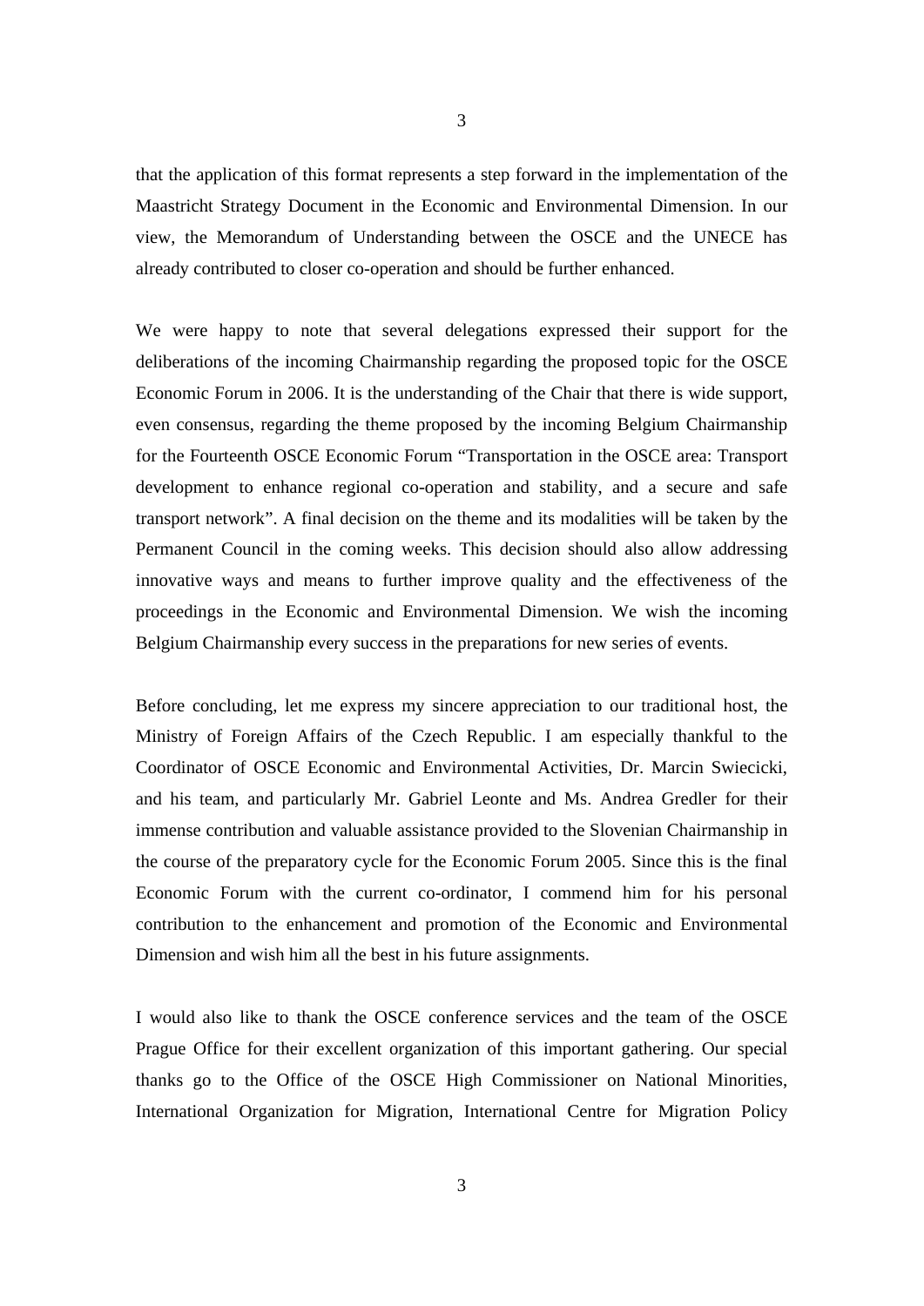that the application of this format represents a step forward in the implementation of the Maastricht Strategy Document in the Economic and Environmental Dimension. In our view, the Memorandum of Understanding between the OSCE and the UNECE has already contributed to closer co-operation and should be further enhanced.

We were happy to note that several delegations expressed their support for the deliberations of the incoming Chairmanship regarding the proposed topic for the OSCE Economic Forum in 2006. It is the understanding of the Chair that there is wide support, even consensus, regarding the theme proposed by the incoming Belgium Chairmanship for the Fourteenth OSCE Economic Forum "Transportation in the OSCE area: Transport development to enhance regional co-operation and stability, and a secure and safe transport network". A final decision on the theme and its modalities will be taken by the Permanent Council in the coming weeks. This decision should also allow addressing innovative ways and means to further improve quality and the effectiveness of the proceedings in the Economic and Environmental Dimension. We wish the incoming Belgium Chairmanship every success in the preparations for new series of events.

Before concluding, let me express my sincere appreciation to our traditional host, the Ministry of Foreign Affairs of the Czech Republic. I am especially thankful to the Coordinator of OSCE Economic and Environmental Activities, Dr. Marcin Swiecicki, and his team, and particularly Mr. Gabriel Leonte and Ms. Andrea Gredler for their immense contribution and valuable assistance provided to the Slovenian Chairmanship in the course of the preparatory cycle for the Economic Forum 2005. Since this is the final Economic Forum with the current co-ordinator, I commend him for his personal contribution to the enhancement and promotion of the Economic and Environmental Dimension and wish him all the best in his future assignments.

I would also like to thank the OSCE conference services and the team of the OSCE Prague Office for their excellent organization of this important gathering. Our special thanks go to the Office of the OSCE High Commissioner on National Minorities, International Organization for Migration, International Centre for Migration Policy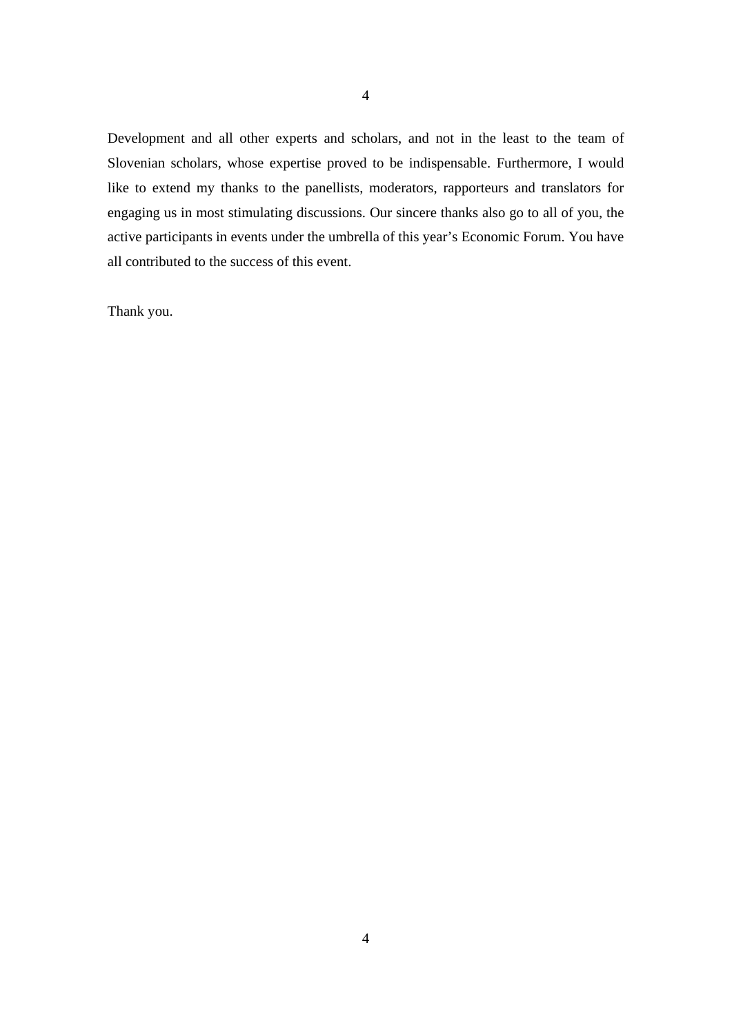Development and all other experts and scholars, and not in the least to the team of Slovenian scholars, whose expertise proved to be indispensable. Furthermore, I would like to extend my thanks to the panellists, moderators, rapporteurs and translators for engaging us in most stimulating discussions. Our sincere thanks also go to all of you, the active participants in events under the umbrella of this year's Economic Forum. You have all contributed to the success of this event.

Thank you.